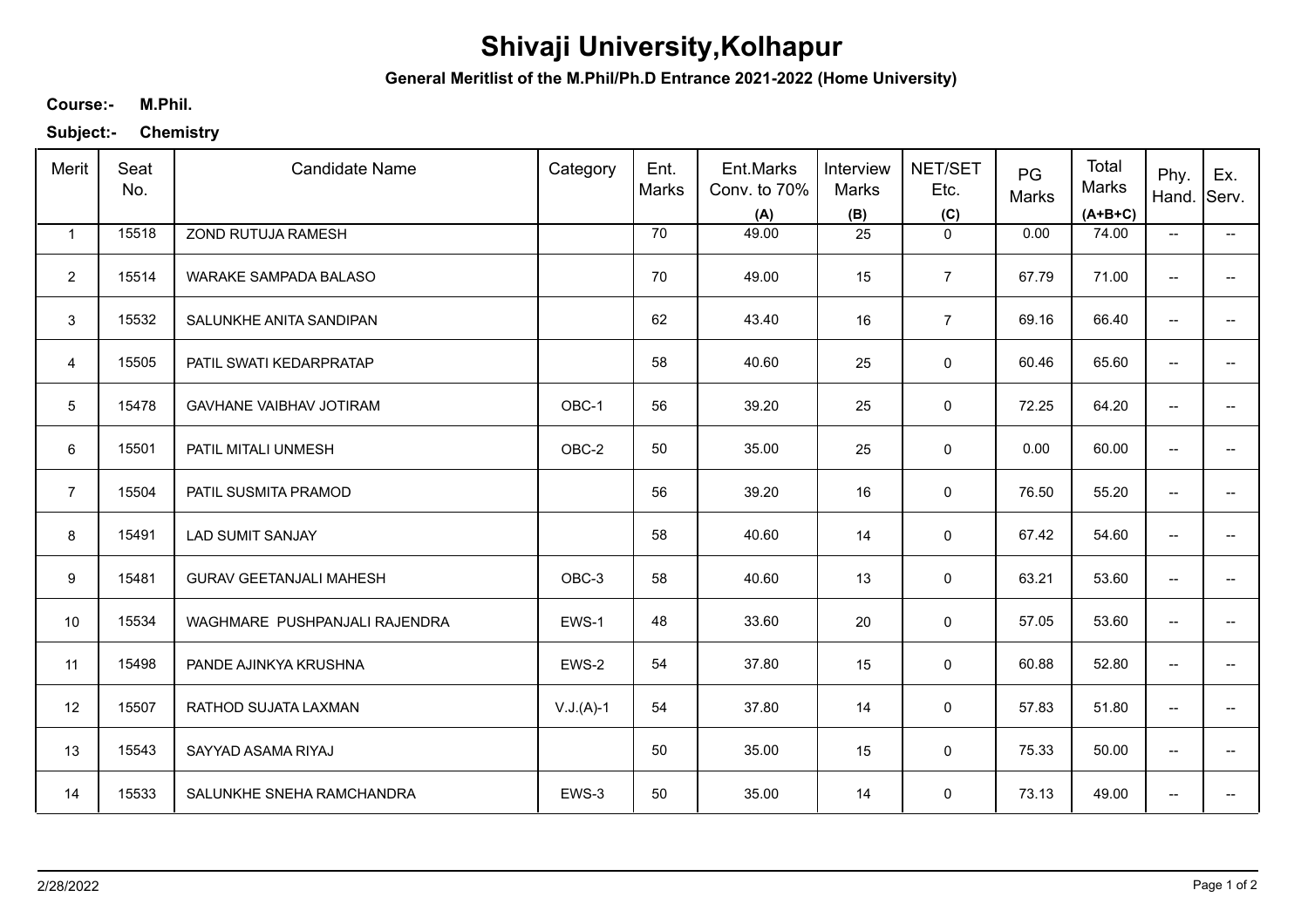# Shivaji University,Kolhapur

**General Meritlist of the M.Phil/Ph.D Entrance 2021-2022 (Home University)**

**Course:-** **M.Phil.**

**Subject:-** **Chemistry**

| Merit | Seat No. | Candidate Name | Category | Ent. Marks | Ent.Marks Conv. to 70% (A) | Interview Marks (B) | NET/SET Etc. (C) | PG Marks | Total Marks (A+B+C) | Phy. Hand. | Ex. Serv. |
|---|---|---|---|---|---|---|---|---|---|---|---|
| 1 | 15518 | ZOND RUTUJA RAMESH | | 70 | 49.00 | 25 | 0 | 0.00 | 74.00 | -- | -- |
| 2 | 15514 | WARAKE SAMPADA BALASO | | 70 | 49.00 | 15 | 7 | 67.79 | 71.00 | -- | -- |
| 3 | 15532 | SALUNKHE ANITA SANDIPAN | | 62 | 43.40 | 16 | 7 | 69.16 | 66.40 | -- | -- |
| 4 | 15505 | PATIL SWATI KEDARPRATAP | | 58 | 40.60 | 25 | 0 | 60.46 | 65.60 | -- | -- |
| 5 | 15478 | GAVHANE VAIBHAV JOTIRAM | OBC-1 | 56 | 39.20 | 25 | 0 | 72.25 | 64.20 | -- | -- |
| 6 | 15501 | PATIL MITALI UNMESH | OBC-2 | 50 | 35.00 | 25 | 0 | 0.00 | 60.00 | -- | -- |
| 7 | 15504 | PATIL SUSMITA PRAMOD | | 56 | 39.20 | 16 | 0 | 76.50 | 55.20 | -- | -- |
| 8 | 15491 | LAD SUMIT SANJAY | | 58 | 40.60 | 14 | 0 | 67.42 | 54.60 | -- | -- |
| 9 | 15481 | GURAV GEETANJALI MAHESH | OBC-3 | 58 | 40.60 | 13 | 0 | 63.21 | 53.60 | -- | -- |
| 10 | 15534 | WAGHMARE PUSHPANJALI RAJENDRA | EWS-1 | 48 | 33.60 | 20 | 0 | 57.05 | 53.60 | -- | -- |
| 11 | 15498 | PANDE AJINKYA KRUSHNA | EWS-2 | 54 | 37.80 | 15 | 0 | 60.88 | 52.80 | -- | -- |
| 12 | 15507 | RATHOD SUJATA LAXMAN | V.J.(A)-1 | 54 | 37.80 | 14 | 0 | 57.83 | 51.80 | -- | -- |
| 13 | 15543 | SAYYAD ASAMA RIYAJ | | 50 | 35.00 | 15 | 0 | 75.33 | 50.00 | -- | -- |
| 14 | 15533 | SALUNKHE SNEHA RAMCHANDRA | EWS-3 | 50 | 35.00 | 14 | 0 | 73.13 | 49.00 | -- | -- |

2/28/2022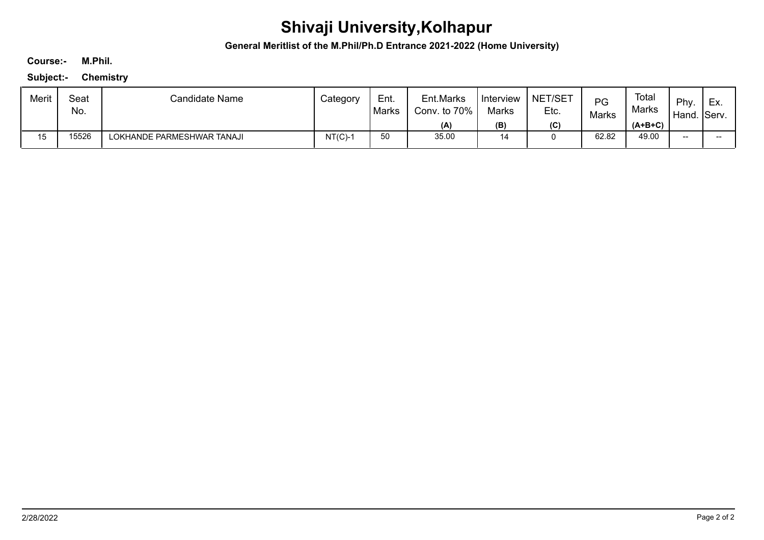# Shivaji University,Kolhapur

**General Meritlist of the M.Phil/Ph.D Entrance 2021-2022 (Home University)**

**Course:-** **M.Phil.**

**Subject:-** **Chemistry**

| Merit | Seat No. | Candidate Name | Category | Ent. Marks | Ent.Marks Conv. to 70% (A) | Interview Marks (B) | NET/SET Etc. (C) | PG Marks | Total Marks (A+B+C) | Phy. Hand. | Ex. Serv. |
|---|---|---|---|---|---|---|---|---|---|---|---|
| 15 | 15526 | LOKHANDE PARMESHWAR TANAJI | NT(C)-1 | 50 | 35.00 | 14 | 0 | 62.82 | 49.00 | -- | -- |

2/28/2022